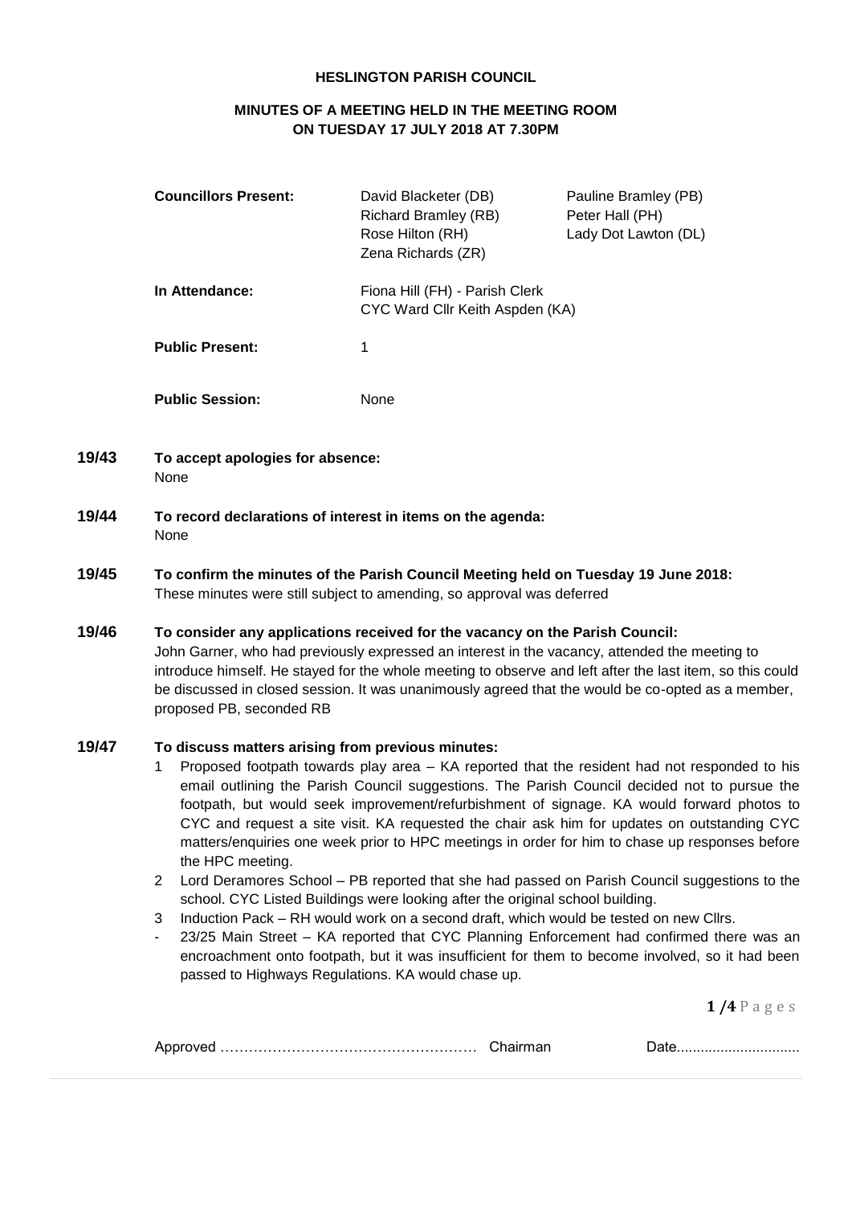**HESLINGTON PARISH COUNCIL**

**MINUTES OF A MEETING HELD IN THE MEETING ROOM ON TUESDAY 17 JULY 2018 AT 7.30PM**

| | | |
|---|---|---|
| **Councillors Present:** | David Blacketer (DB)<br>Richard Bramley (RB)<br>Rose Hilton (RH)<br>Zena Richards (ZR) | Pauline Bramley (PB)<br>Peter Hall (PH)<br>Lady Dot Lawton (DL) |
| **In Attendance:** | Fiona Hill (FH) - Parish Clerk<br>CYC Ward Cllr Keith Aspden (KA) | |
| **Public Present:** | 1 | |
| **Public Session:** | None | |

**19/43 To accept apologies for absence:**
None

**19/44 To record declarations of interest in items on the agenda:**
None

**19/45 To confirm the minutes of the Parish Council Meeting held on Tuesday 19 June 2018:**
These minutes were still subject to amending, so approval was deferred

**19/46 To consider any applications received for the vacancy on the Parish Council:**
John Garner, who had previously expressed an interest in the vacancy, attended the meeting to introduce himself. He stayed for the whole meeting to observe and left after the last item, so this could be discussed in closed session. It was unanimously agreed that the would be co-opted as a member, proposed PB, seconded RB

**19/47 To discuss matters arising from previous minutes:**

1. Proposed footpath towards play area – KA reported that the resident had not responded to his email outlining the Parish Council suggestions. The Parish Council decided not to pursue the footpath, but would seek improvement/refurbishment of signage. KA would forward photos to CYC and request a site visit. KA requested the chair ask him for updates on outstanding CYC matters/enquiries one week prior to HPC meetings in order for him to chase up responses before the HPC meeting.
2. Lord Deramores School – PB reported that she had passed on Parish Council suggestions to the school. CYC Listed Buildings were looking after the original school building.
3. Induction Pack – RH would work on a second draft, which would be tested on new Cllrs.

- 23/25 Main Street – KA reported that CYC Planning Enforcement had confirmed there was an encroachment onto footpath, but it was insufficient for them to become involved, so it had been passed to Highways Regulations. KA would chase up.

Approved …………………………………………… Chairman Date...............................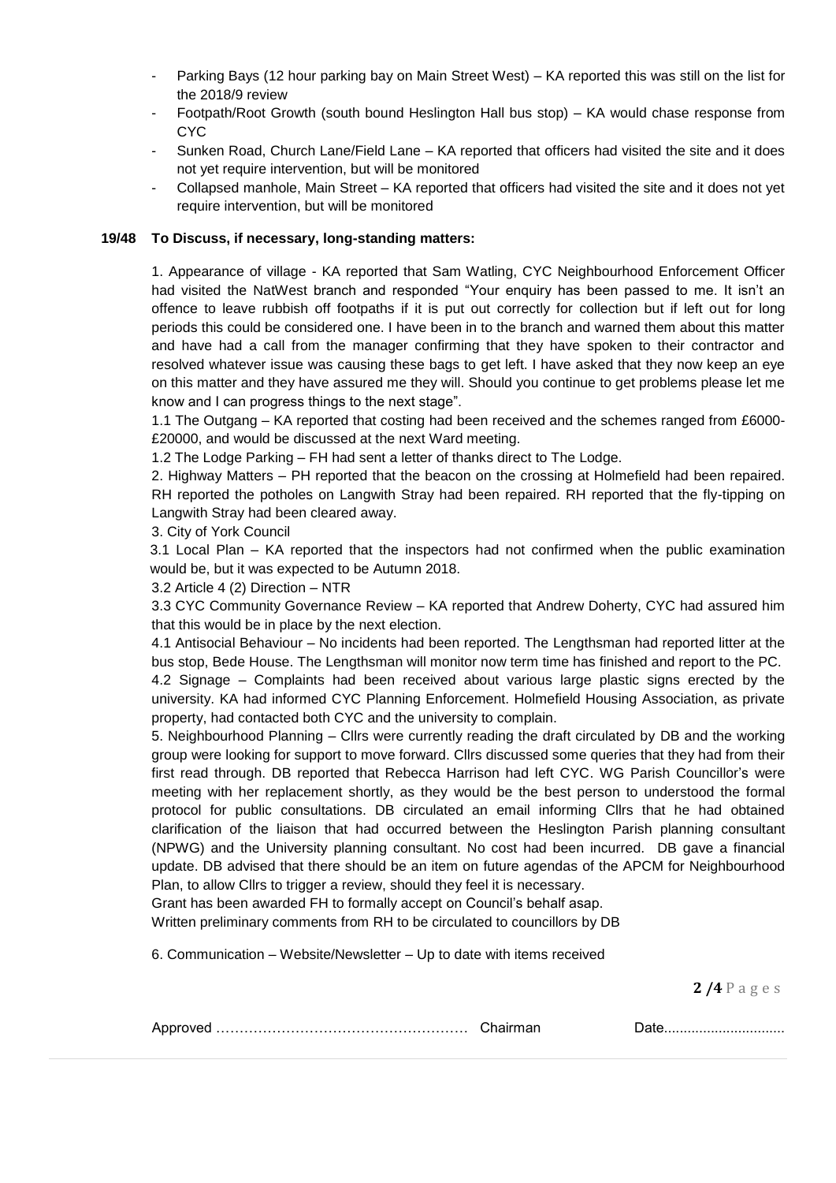- Parking Bays (12 hour parking bay on Main Street West) – KA reported this was still on the list for the 2018/9 review
- Footpath/Root Growth (south bound Heslington Hall bus stop) – KA would chase response from CYC
- Sunken Road, Church Lane/Field Lane – KA reported that officers had visited the site and it does not yet require intervention, but will be monitored
- Collapsed manhole, Main Street – KA reported that officers had visited the site and it does not yet require intervention, but will be monitored

**19/48 To Discuss, if necessary, long-standing matters:**

1. Appearance of village - KA reported that Sam Watling, CYC Neighbourhood Enforcement Officer had visited the NatWest branch and responded "Your enquiry has been passed to me. It isn't an offence to leave rubbish off footpaths if it is put out correctly for collection but if left out for long periods this could be considered one. I have been in to the branch and warned them about this matter and have had a call from the manager confirming that they have spoken to their contractor and resolved whatever issue was causing these bags to get left. I have asked that they now keep an eye on this matter and they have assured me they will. Should you continue to get problems please let me know and I can progress things to the next stage".

1.1 The Outgang – KA reported that costing had been received and the schemes ranged from £6000-£20000, and would be discussed at the next Ward meeting.

1.2 The Lodge Parking – FH had sent a letter of thanks direct to The Lodge.

2. Highway Matters – PH reported that the beacon on the crossing at Holmefield had been repaired. RH reported the potholes on Langwith Stray had been repaired. RH reported that the fly-tipping on Langwith Stray had been cleared away.

3. City of York Council

3.1 Local Plan – KA reported that the inspectors had not confirmed when the public examination would be, but it was expected to be Autumn 2018.

3.2 Article 4 (2) Direction – NTR

3.3 CYC Community Governance Review – KA reported that Andrew Doherty, CYC had assured him that this would be in place by the next election.

4.1 Antisocial Behaviour – No incidents had been reported. The Lengthsman had reported litter at the bus stop, Bede House. The Lengthsman will monitor now term time has finished and report to the PC.

4.2 Signage – Complaints had been received about various large plastic signs erected by the university. KA had informed CYC Planning Enforcement. Holmefield Housing Association, as private property, had contacted both CYC and the university to complain.

5. Neighbourhood Planning – Cllrs were currently reading the draft circulated by DB and the working group were looking for support to move forward. Cllrs discussed some queries that they had from their first read through. DB reported that Rebecca Harrison had left CYC. WG Parish Councillor's were meeting with her replacement shortly, as they would be the best person to understood the formal protocol for public consultations. DB circulated an email informing Cllrs that he had obtained clarification of the liaison that had occurred between the Heslington Parish planning consultant (NPWG) and the University planning consultant. No cost had been incurred. DB gave a financial update. DB advised that there should be an item on future agendas of the APCM for Neighbourhood Plan, to allow Cllrs to trigger a review, should they feel it is necessary.

Grant has been awarded FH to formally accept on Council's behalf asap.

Written preliminary comments from RH to be circulated to councillors by DB

6. Communication – Website/Newsletter – Up to date with items received

Approved …………………………………………… Chairman Date...............................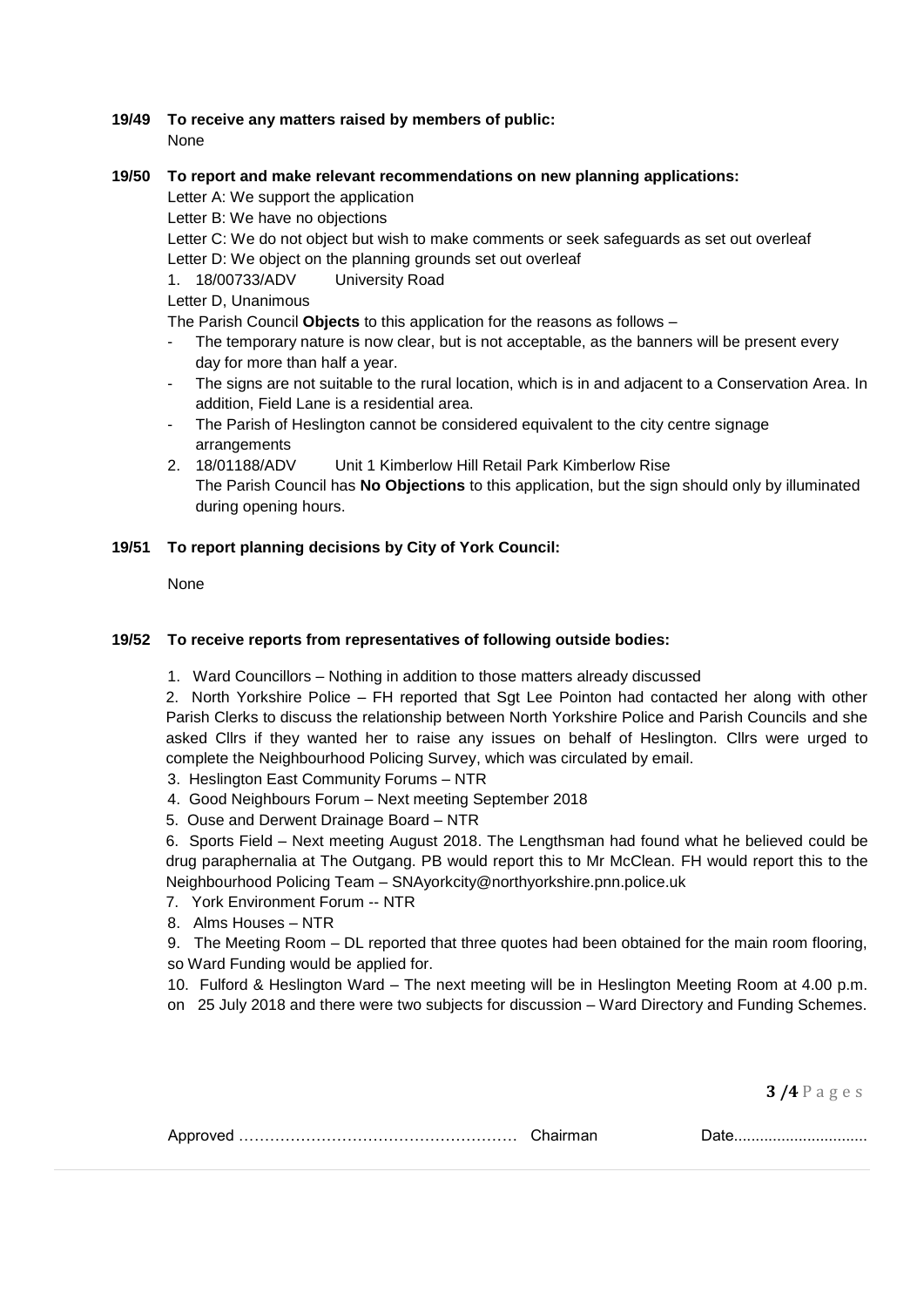**19/49 To receive any matters raised by members of public:**

None

**19/50 To report and make relevant recommendations on new planning applications:**

Letter A: We support the application

Letter B: We have no objections

Letter C: We do not object but wish to make comments or seek safeguards as set out overleaf

Letter D: We object on the planning grounds set out overleaf

1. 18/00733/ADV University Road

Letter D, Unanimous

The Parish Council **Objects** to this application for the reasons as follows –

- The temporary nature is now clear, but is not acceptable, as the banners will be present every day for more than half a year.
- The signs are not suitable to the rural location, which is in and adjacent to a Conservation Area. In addition, Field Lane is a residential area.
- The Parish of Heslington cannot be considered equivalent to the city centre signage arrangements

2. 18/01188/ADV Unit 1 Kimberlow Hill Retail Park Kimberlow Rise

   The Parish Council has **No Objections** to this application, but the sign should only by illuminated during opening hours.

**19/51 To report planning decisions by City of York Council:**

None

**19/52 To receive reports from representatives of following outside bodies:**

1. Ward Councillors – Nothing in addition to those matters already discussed
2. North Yorkshire Police – FH reported that Sgt Lee Pointon had contacted her along with other Parish Clerks to discuss the relationship between North Yorkshire Police and Parish Councils and she asked Cllrs if they wanted her to raise any issues on behalf of Heslington. Cllrs were urged to complete the Neighbourhood Policing Survey, which was circulated by email.
3. Heslington East Community Forums – NTR
4. Good Neighbours Forum – Next meeting September 2018
5. Ouse and Derwent Drainage Board – NTR
6. Sports Field – Next meeting August 2018. The Lengthsman had found what he believed could be drug paraphernalia at The Outgang. PB would report this to Mr McClean. FH would report this to the Neighbourhood Policing Team – SNAyorkcity@northyorkshire.pnn.police.uk
7. York Environment Forum -- NTR
8. Alms Houses – NTR
9. The Meeting Room – DL reported that three quotes had been obtained for the main room flooring, so Ward Funding would be applied for.
10. Fulford & Heslington Ward – The next meeting will be in Heslington Meeting Room at 4.00 p.m. on 25 July 2018 and there were two subjects for discussion – Ward Directory and Funding Schemes.

Approved …………………………………………… Chairman Date..............................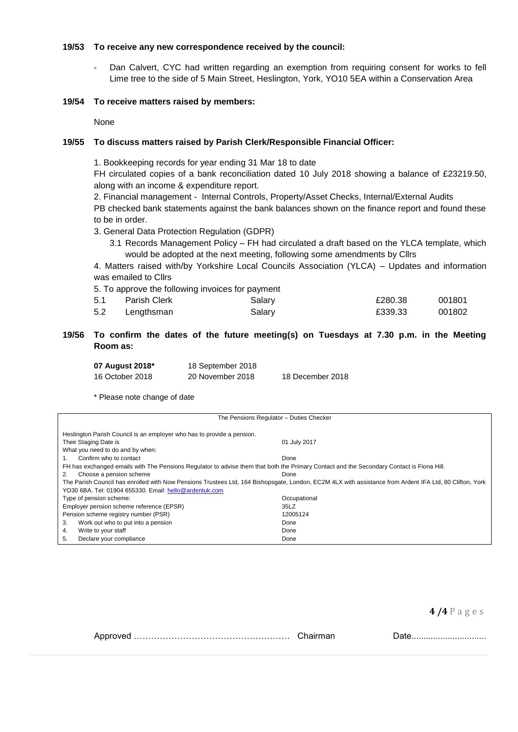**19/53 To receive any new correspondence received by the council:**

- Dan Calvert, CYC had written regarding an exemption from requiring consent for works to fell Lime tree to the side of 5 Main Street, Heslington, York, YO10 5EA within a Conservation Area

**19/54 To receive matters raised by members:**

None

**19/55 To discuss matters raised by Parish Clerk/Responsible Financial Officer:**

1. Bookkeeping records for year ending 31 Mar 18 to date

FH circulated copies of a bank reconciliation dated 10 July 2018 showing a balance of £23219.50, along with an income & expenditure report.

2. Financial management - Internal Controls, Property/Asset Checks, Internal/External Audits

PB checked bank statements against the bank balances shown on the finance report and found these to be in order.

3. General Data Protection Regulation (GDPR)

3.1 Records Management Policy – FH had circulated a draft based on the YLCA template, which would be adopted at the next meeting, following some amendments by Cllrs

4. Matters raised with/by Yorkshire Local Councils Association (YLCA) – Updates and information was emailed to Cllrs

5. To approve the following invoices for payment

| | | | | |
|---|---|---|---|---|
| 5.1 | Parish Clerk | Salary | £280.38 | 001801 |
| 5.2 | Lengthsman | Salary | £339.33 | 001802 |

**19/56 To confirm the dates of the future meeting(s) on Tuesdays at 7.30 p.m. in the Meeting Room as:**

| | | |
|---|---|---|
| **07 August 2018*** | 18 September 2018 | |
| 16 October 2018 | 20 November 2018 | 18 December 2018 |

\* Please note change of date

| The Pensions Regulator – Duties Checker | |
|---|---|
| Heslington Parish Council is an employer who has to provide a pension. | |
| Their Staging Date is | 01 July 2017 |
| What you need to do and by when: | |
| 1. Confirm who to contact | Done |
| FH has exchanged emails with The Pensions Regulator to advise them that both the Primary Contact and the Secondary Contact is Fiona Hill. | |
| 2. Choose a pension scheme | Done |
| The Parish Council has enrolled with Now Pensions Trustees Ltd, 164 Bishopsgate, London, EC2M 4LX with assistance from Ardent IFA Ltd, 80 Clifton, York YO30 6BA. Tel: 01904 655330. Email: hello@ardentuk.com | |
| Type of pension scheme: | Occupational |
| Employer pension scheme reference (EPSR) | 35LZ |
| Pension scheme registry number (PSR) | 12005124 |
| 3. Work out who to put into a pension | Done |
| 4. Write to your staff | Done |
| 5. Declare your compliance | Done |

Approved …………………………………………… Chairman Date..............................